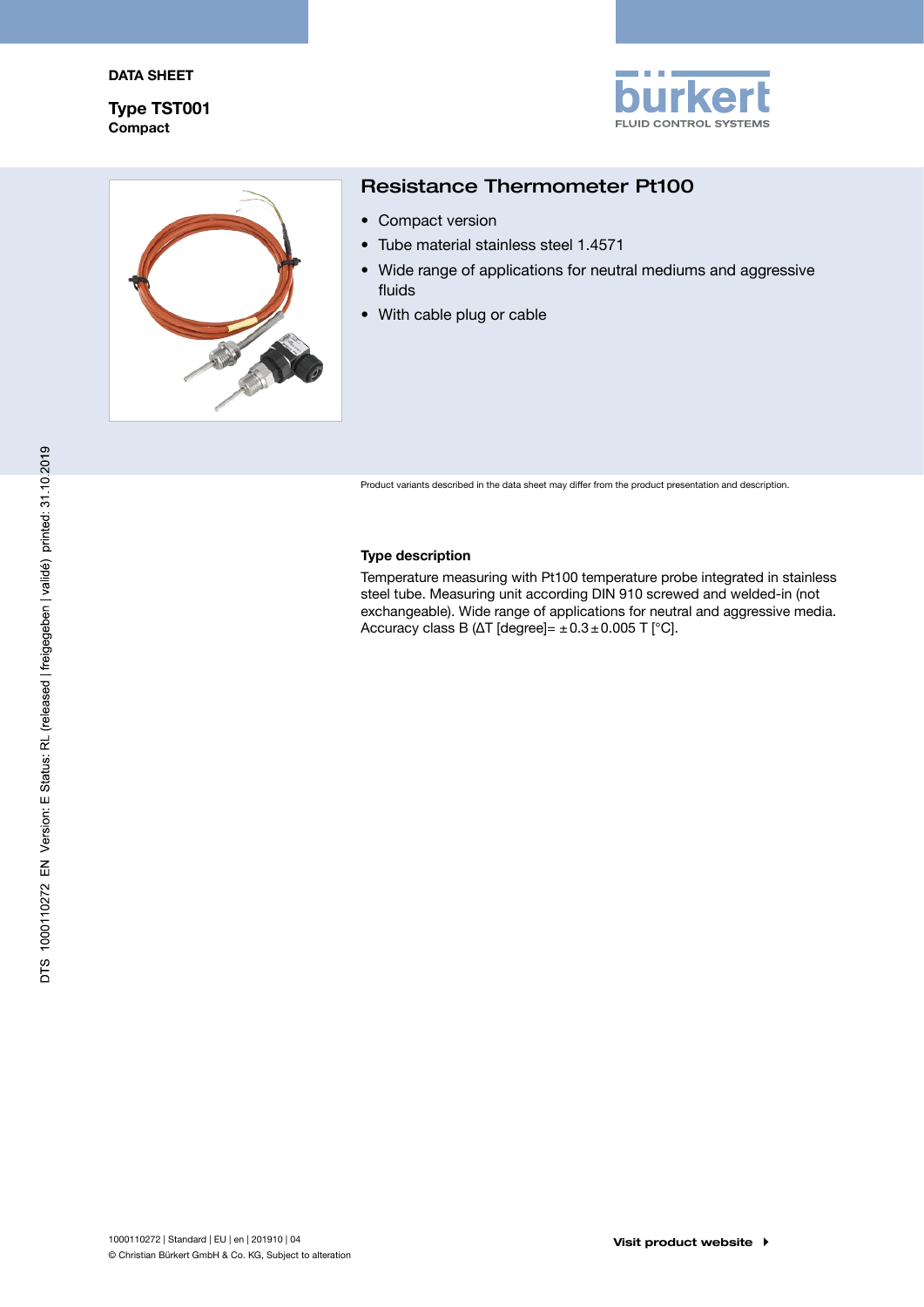DATA SHEET

**Type TST001**
**Compact**

## Resistance Thermometer Pt100

- Compact version
- Tube material stainless steel 1.4571
- Wide range of applications for neutral mediums and aggressive fluids
- With cable plug or cable

Product variants described in the data sheet may differ from the product presentation and description.

### Type description

Temperature measuring with Pt100 temperature probe integrated in stainless steel tube. Measuring unit according DIN 910 screwed and welded-in (not exchangeable). Wide range of applications for neutral and aggressive media. Accuracy class B (ΔT [degree]= $\pm 0.3 \pm 0.005$ T [°C].

1000110272 | Standard | EU | en | 201910 | 04
© Christian Bürkert GmbH & Co. KG, Subject to alteration

**Visit product website**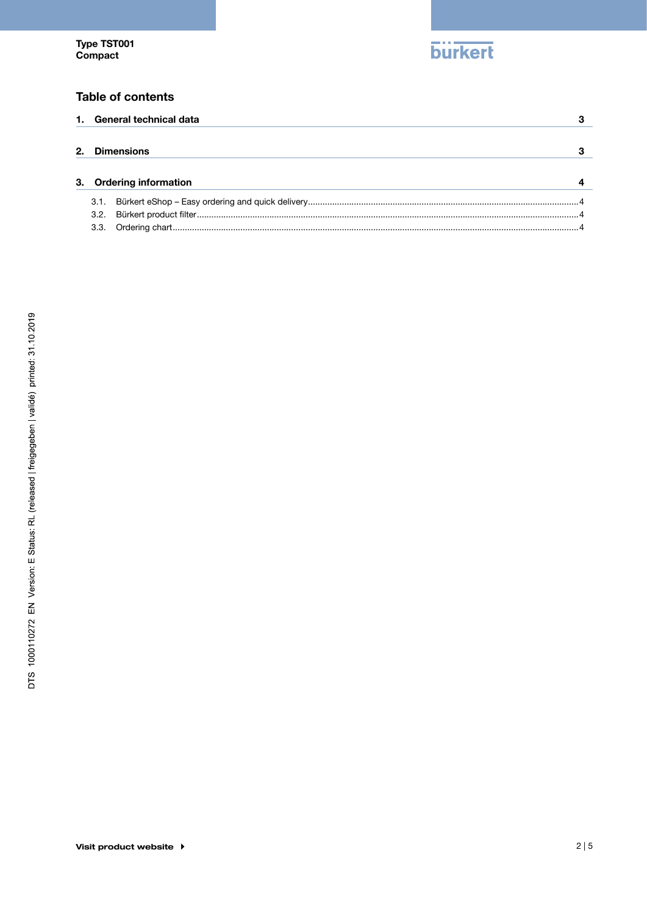## Table of contents

1. General technical data ............ 3

2. Dimensions ............ 3

3. Ordering information ............ 4

   3.1. Bürkert eShop – Easy ordering and quick delivery ............ 4

   3.2. Bürkert product filter ............ 4

   3.3. Ordering chart ............ 4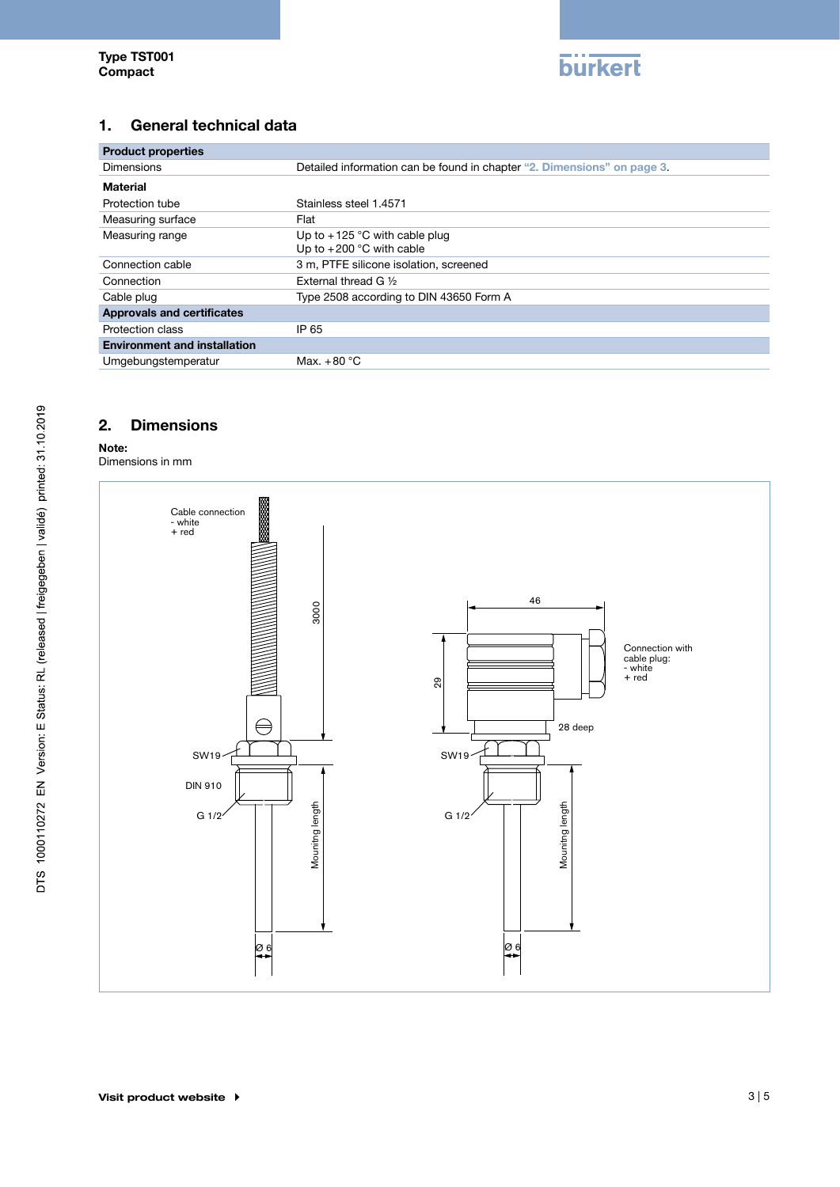## 1. General technical data

| Product properties | |
|---|---|
| Dimensions | Detailed information can be found in chapter "2. Dimensions" on page 3. |
| **Material** | |
| Protection tube | Stainless steel 1.4571 |
| Measuring surface | Flat |
| Measuring range | Up to +125 °C with cable plug<br>Up to +200 °C with cable |
| Connection cable | 3 m, PTFE silicone isolation, screened |
| Connection | External thread G ½ |
| Cable plug | Type 2508 according to DIN 43650 Form A |
| **Approvals and certificates** | |
| Protection class | IP 65 |
| **Environment and installation** | |
| Umgebungstemperatur | Max. +80 °C |

## 2. Dimensions

**Note:**
Dimensions in mm

Cable connection
- white
+ red

3000

SW19

DIN 910

G 1/2

Mounitng length

Ø 6

46

29

Connection with cable plug:
- white
+ red

28 deep

SW19

G 1/2

Mounitng length

Ø 6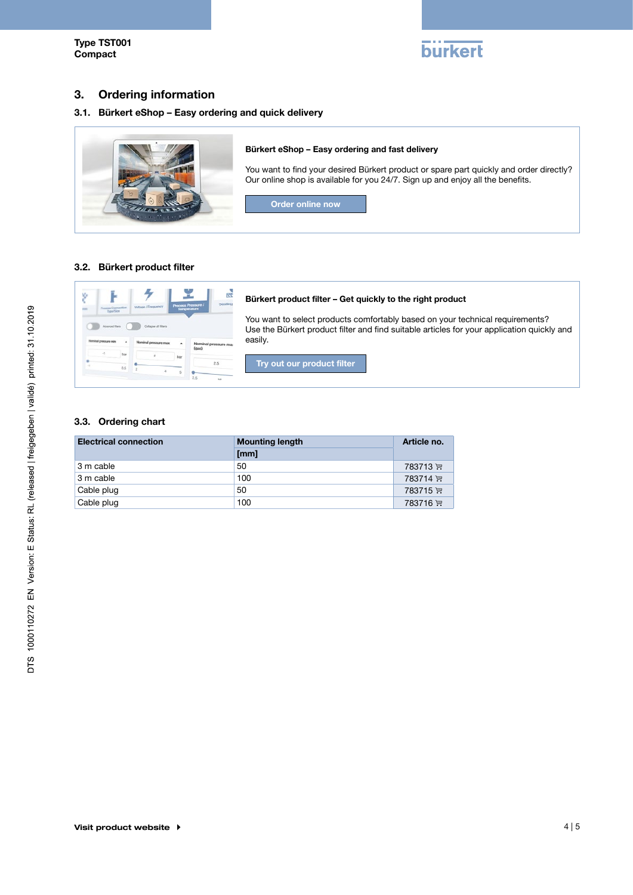# 3. Ordering information

## 3.1. Bürkert eShop – Easy ordering and quick delivery

**Bürkert eShop – Easy ordering and fast delivery**

You want to find your desired Bürkert product or spare part quickly and order directly? Our online shop is available for you 24/7. Sign up and enjoy all the benefits.

Order online now

## 3.2. Bürkert product filter

**Bürkert product filter – Get quickly to the right product**

You want to select products comfortably based on your technical requirements? Use the Bürkert product filter and find suitable articles for your application quickly and easily.

Try out our product filter

## 3.3. Ordering chart

| Electrical connection | Mounting length [mm] | Article no. |
| --- | --- | --- |
| 3 m cable | 50 | 783713 |
| 3 m cable | 100 | 783714 |
| Cable plug | 50 | 783715 |
| Cable plug | 100 | 783716 |

Visit product website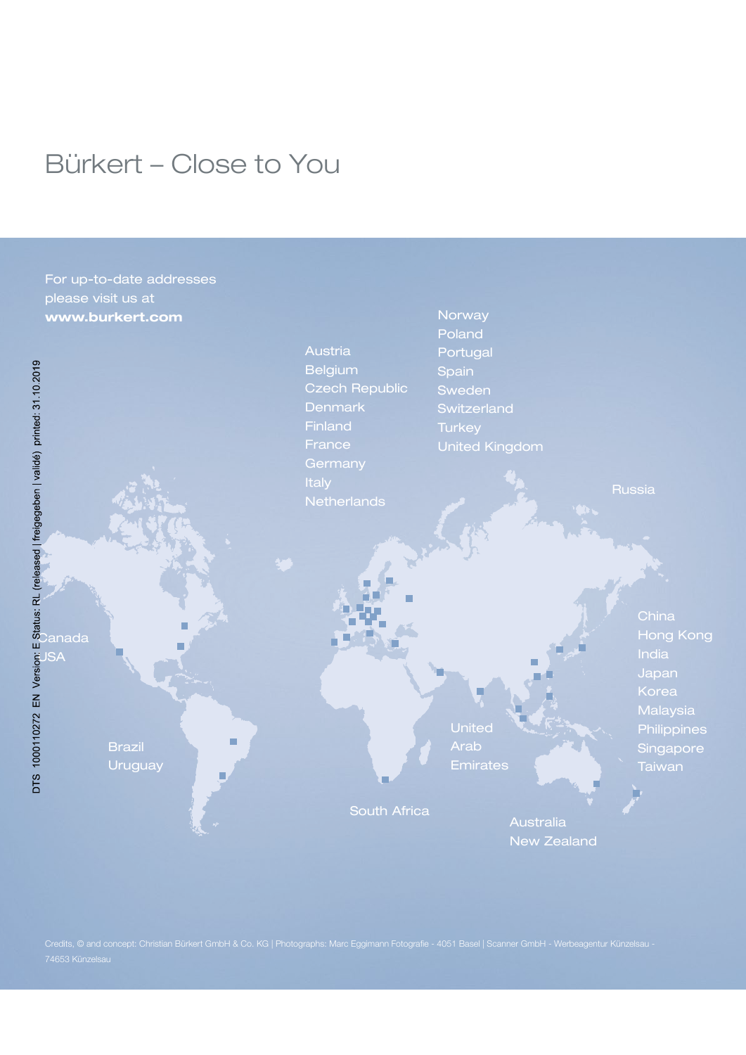# Bürkert – Close to You

For up-to-date addresses please visit us at **www.burkert.com**

Austria
Belgium
Czech Republic
Denmark
Finland
France
Germany
Italy
Netherlands

Norway
Poland
Portugal
Spain
Sweden
Switzerland
Turkey
United Kingdom

Russia

Canada
USA

Brazil
Uruguay

South Africa

United Arab Emirates

China
Hong Kong
India
Japan
Korea
Malaysia
Philippines
Singapore
Taiwan

Australia
New Zealand

DTS 1000110272 EN Version: E Status: RL (released | freigegeben | validé) printed: 31.10.2019

Credits, © and concept: Christian Bürkert GmbH & Co. KG | Photographs: Marc Eggimann Fotografie - 4051 Basel | Scanner GmbH - Werbeagentur Künzelsau - 74653 Künzelsau